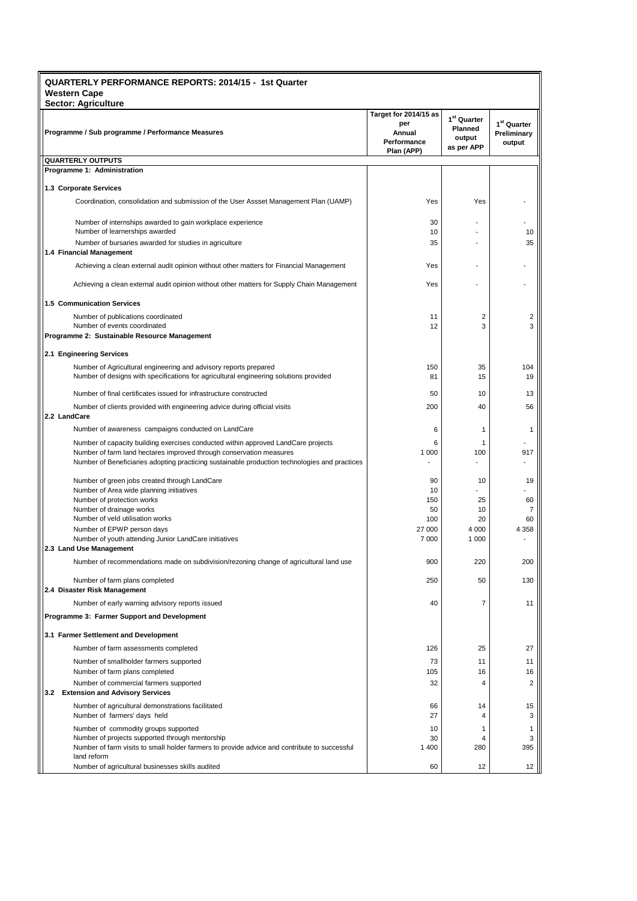**QUARTERLY PERFORMANCE REPORTS: 2014/15 - 1st Quarter**
**Western Cape**
**Sector: Agriculture**

| Programme / Sub programme / Performance Measures | Target for 2014/15 as per Annual Performance Plan (APP) | 1st Quarter Planned output as per APP | 1st Quarter Preliminary output |
|---|---|---|---|
| **QUARTERLY OUTPUTS** | | | |
| **Programme 1: Administration** | | | |
| **1.3 Corporate Services** | | | |
| Coordination, consolidation and submission of the User Assset Management Plan (UAMP) | Yes | Yes | - |
| Number of internships awarded to gain workplace experience | 30 | - | - |
| Number of learnerships awarded | 10 | - | 10 |
| Number of bursaries awarded for studies in agriculture | 35 | - | 35 |
| **1.4 Financial Management** | | | |
| Achieving a clean external audit opinion without other matters for Financial Management | Yes | - | - |
| Achieving a clean external audit opinion without other matters for Supply Chain Management | Yes | - | - |
| **1.5 Communication Services** | | | |
| Number of publications coordinated | 11 | 2 | 2 |
| Number of events coordinated | 12 | 3 | 3 |
| **Programme 2: Sustainable Resource Management** | | | |
| **2.1 Engineering Services** | | | |
| Number of Agricultural engineering and advisory reports prepared | 150 | 35 | 104 |
| Number of designs with specifications for agricultural engineering solutions provided | 81 | 15 | 19 |
| Number of final certificates issued for infrastructure constructed | 50 | 10 | 13 |
| Number of clients provided with engineering advice during official visits | 200 | 40 | 56 |
| **2.2 LandCare** | | | |
| Number of awareness campaigns conducted on LandCare | 6 | 1 | 1 |
| Number of capacity building exercises conducted within approved LandCare projects | 6 | 1 | - |
| Number of farm land hectares improved through conservation measures | 1 000 | 100 | 917 |
| Number of Beneficiaries adopting practicing sustainable production technologies and practices | - | - | - |
| Number of green jobs created through LandCare | 90 | 10 | 19 |
| Number of Area wide planning initiatives | 10 | - | - |
| Number of protection works | 150 | 25 | 60 |
| Number of drainage works | 50 | 10 | 7 |
| Number of veld utilisation works | 100 | 20 | 60 |
| Number of EPWP person days | 27 000 | 4 000 | 4 358 |
| Number of youth attending Junior LandCare initiatives | 7 000 | 1 000 | - |
| **2.3 Land Use Management** | | | |
| Number of recommendations made on subdivision/rezoning change of agricultural land use | 900 | 220 | 200 |
| Number of farm plans completed | 250 | 50 | 130 |
| **2.4 Disaster Risk Management** | | | |
| Number of early warning advisory reports issued | 40 | 7 | 11 |
| **Programme 3: Farmer Support and Development** | | | |
| **3.1 Farmer Settlement and Development** | | | |
| Number of farm assessments completed | 126 | 25 | 27 |
| Number of smallholder farmers supported | 73 | 11 | 11 |
| Number of farm plans completed | 105 | 16 | 16 |
| Number of commercial farmers supported | 32 | 4 | 2 |
| **3.2 Extension and Advisory Services** | | | |
| Number of agricultural demonstrations facilitated | 66 | 14 | 15 |
| Number of farmers' days held | 27 | 4 | 3 |
| Number of commodity groups supported | 10 | 1 | 1 |
| Number of projects supported through mentorship | 30 | 4 | 3 |
| Number of farm visits to small holder farmers to provide advice and contribute to successful land reform | 1 400 | 280 | 395 |
| Number of agricultural businesses skills audited | 60 | 12 | 12 |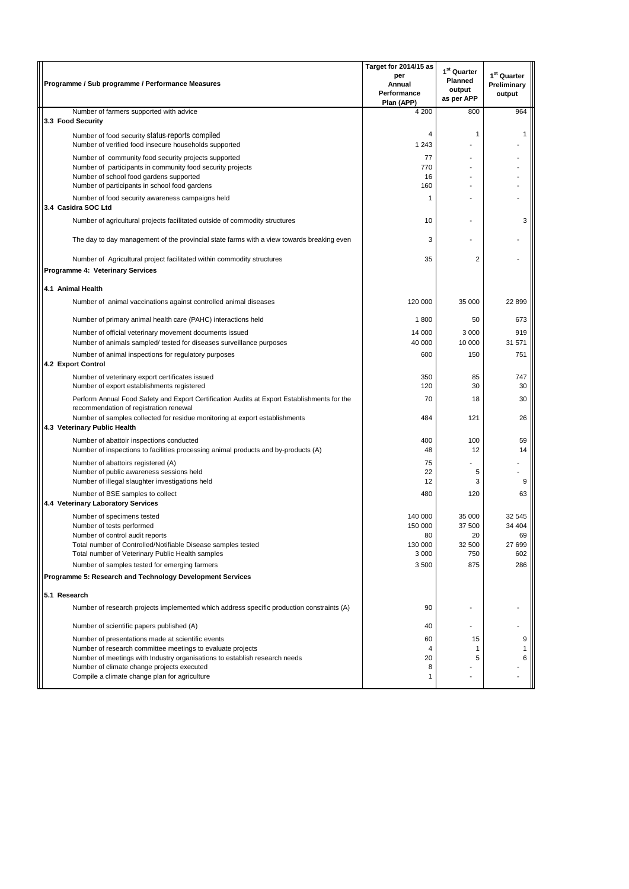| Programme / Sub programme / Performance Measures | Target for 2014/15 as per Annual Performance Plan (APP) | 1st Quarter Planned output as per APP | 1st Quarter Preliminary output |
|---|---|---|---|
| Number of farmers supported with advice | 4 200 | 800 | 964 |
| **3.3 Food Security** | | | |
| Number of food security status-reports compiled | 4 | 1 | 1 |
| Number of verified food insecure households supported | 1 243 | - | - |
| Number of community food security projects supported | 77 | - | - |
| Number of participants in community food security projects | 770 | - | - |
| Number of school food gardens supported | 16 | - | - |
| Number of participants in school food gardens | 160 | - | - |
| Number of food security awareness campaigns held | 1 | - | - |
| **3.4 Casidra SOC Ltd** | | | |
| Number of agricultural projects facilitated outside of commodity structures | 10 | - | 3 |
| The day to day management of the provincial state farms with a view towards breaking even | 3 | - | - |
| Number of Agricultural project facilitated within commodity structures | 35 | 2 | - |
| **Programme 4: Veterinary Services** | | | |
| **4.1 Animal Health** | | | |
| Number of animal vaccinations against controlled animal diseases | 120 000 | 35 000 | 22 899 |
| Number of primary animal health care (PAHC) interactions held | 1 800 | 50 | 673 |
| Number of official veterinary movement documents issued | 14 000 | 3 000 | 919 |
| Number of animals sampled/ tested for diseases surveillance purposes | 40 000 | 10 000 | 31 571 |
| Number of animal inspections for regulatory purposes | 600 | 150 | 751 |
| **4.2 Export Control** | | | |
| Number of veterinary export certificates issued | 350 | 85 | 747 |
| Number of export establishments registered | 120 | 30 | 30 |
| Perform Annual Food Safety and Export Certification Audits at Export Establishments for the recommendation of registration renewal | 70 | 18 | 30 |
| Number of samples collected for residue monitoring at export establishments | 484 | 121 | 26 |
| **4.3 Veterinary Public Health** | | | |
| Number of abattoir inspections conducted | 400 | 100 | 59 |
| Number of inspections to facilities processing animal products and by-products (A) | 48 | 12 | 14 |
| Number of abattoirs registered (A) | 75 | - | - |
| Number of public awareness sessions held | 22 | 5 | - |
| Number of illegal slaughter investigations held | 12 | 3 | 9 |
| Number of BSE samples to collect | 480 | 120 | 63 |
| **4.4 Veterinary Laboratory Services** | | | |
| Number of specimens tested | 140 000 | 35 000 | 32 545 |
| Number of tests performed | 150 000 | 37 500 | 34 404 |
| Number of control audit reports | 80 | 20 | 69 |
| Total number of Controlled/Notifiable Disease samples tested | 130 000 | 32 500 | 27 699 |
| Total number of Veterinary Public Health samples | 3 000 | 750 | 602 |
| Number of samples tested for emerging farmers | 3 500 | 875 | 286 |
| **Programme 5: Research and Technology Development Services** | | | |
| **5.1 Research** | | | |
| Number of research projects implemented which address specific production constraints (A) | 90 | - | - |
| Number of scientific papers published (A) | 40 | - | - |
| Number of presentations made at scientific events | 60 | 15 | 9 |
| Number of research committee meetings to evaluate projects | 4 | 1 | 1 |
| Number of meetings with Industry organisations to establish research needs | 20 | 5 | 6 |
| Number of climate change projects executed | 8 | - | - |
| Compile a climate change plan for agriculture | 1 | - | - |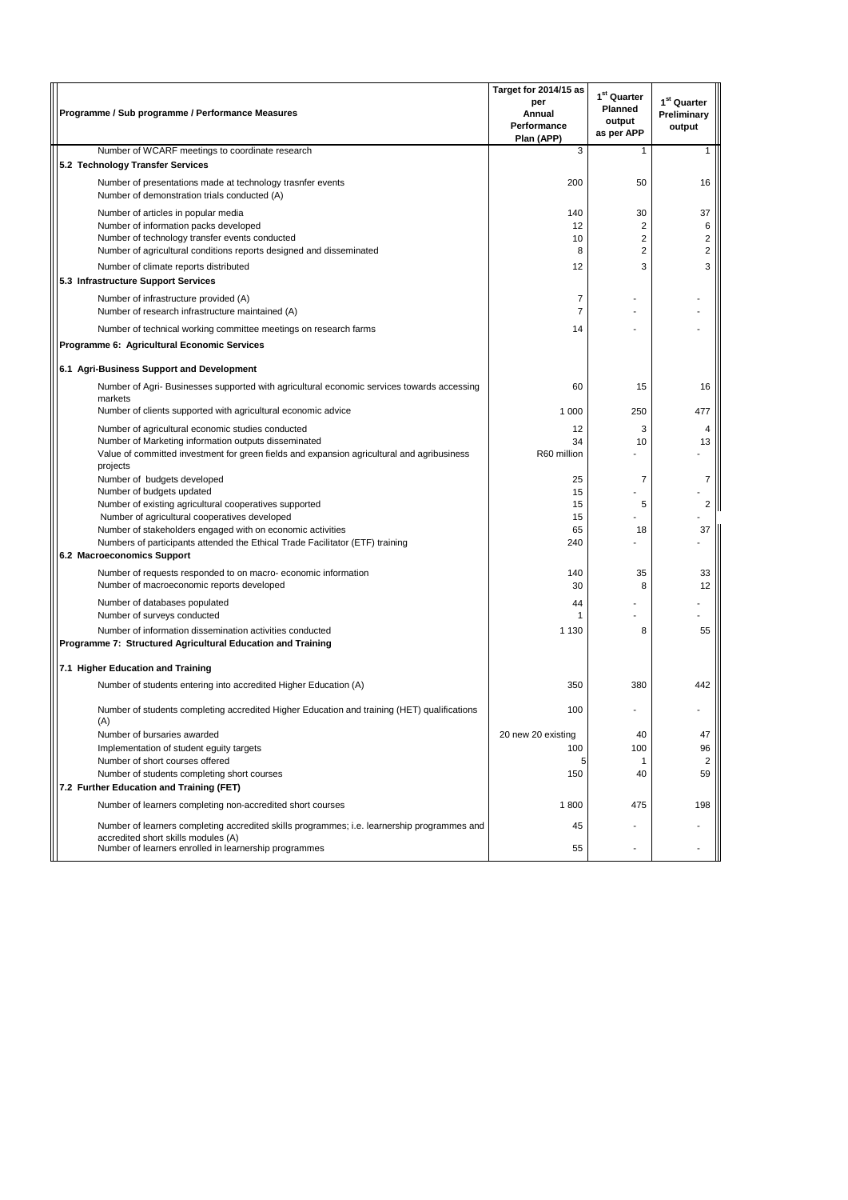| Programme / Sub programme / Performance Measures | Target for 2014/15 as per Annual Performance Plan (APP) | 1st Quarter Planned output as per APP | 1st Quarter Preliminary output |
|---|---|---|---|
| Number of WCARF meetings to coordinate research | 3 | 1 | 1 |
| **5.2 Technology Transfer Services** | | | |
| Number of presentations made at technology trasnfer events<br>Number of demonstration trials conducted (A) | 200 | 50 | 16 |
| Number of articles in popular media | 140 | 30 | 37 |
| Number of information packs developed | 12 | 2 | 6 |
| Number of technology transfer events conducted | 10 | 2 | 2 |
| Number of agricultural conditions reports designed and disseminated | 8 | 2 | 2 |
| Number of climate reports distributed | 12 | 3 | 3 |
| **5.3 Infrastructure Support Services** | | | |
| Number of infrastructure provided (A) | 7 | - | - |
| Number of research infrastructure maintained (A) | 7 | - | - |
| Number of technical working committee meetings on research farms | 14 | - | - |
| **Programme 6: Agricultural Economic Services** | | | |
| **6.1 Agri-Business Support and Development** | | | |
| Number of Agri- Businesses supported with agricultural economic services towards accessing markets | 60 | 15 | 16 |
| Number of clients supported with agricultural economic advice | 1 000 | 250 | 477 |
| Number of agricultural economic studies conducted | 12 | 3 | 4 |
| Number of Marketing information outputs disseminated | 34 | 10 | 13 |
| Value of committed investment for green fields and expansion agricultural and agribusiness projects | R60 million | - | - |
| Number of budgets developed | 25 | 7 | 7 |
| Number of budgets updated | 15 | - | - |
| Number of existing agricultural cooperatives supported | 15 | 5 | 2 |
| Number of agricultural cooperatives developed | 15 | - | - |
| Number of stakeholders engaged with on economic activities | 65 | 18 | 37 |
| Numbers of participants attended the Ethical Trade Facilitator (ETF) training | 240 | - | - |
| **6.2 Macroeconomics Support** | | | |
| Number of requests responded to on macro- economic information | 140 | 35 | 33 |
| Number of macroeconomic reports developed | 30 | 8 | 12 |
| Number of databases populated | 44 | - | - |
| Number of surveys conducted | 1 | - | - |
| Number of information dissemination activities conducted | 1 130 | 8 | 55 |
| **Programme 7: Structured Agricultural Education and Training** | | | |
| **7.1 Higher Education and Training** | | | |
| Number of students entering into accredited Higher Education (A) | 350 | 380 | 442 |
| Number of students completing accredited Higher Education and training (HET) qualifications (A) | 100 | - | - |
| Number of bursaries awarded | 20 new 20 existing | 40 | 47 |
| Implementation of student equity targets | 100 | 100 | 96 |
| Number of short courses offered | 5 | 1 | 2 |
| Number of students completing short courses | 150 | 40 | 59 |
| **7.2 Further Education and Training (FET)** | | | |
| Number of learners completing non-accredited short courses | 1 800 | 475 | 198 |
| Number of learners completing accredited skills programmes; i.e. learnership programmes and accredited short skills modules (A) | 45 | - | - |
| Number of learners enrolled in learnership programmes | 55 | - | - |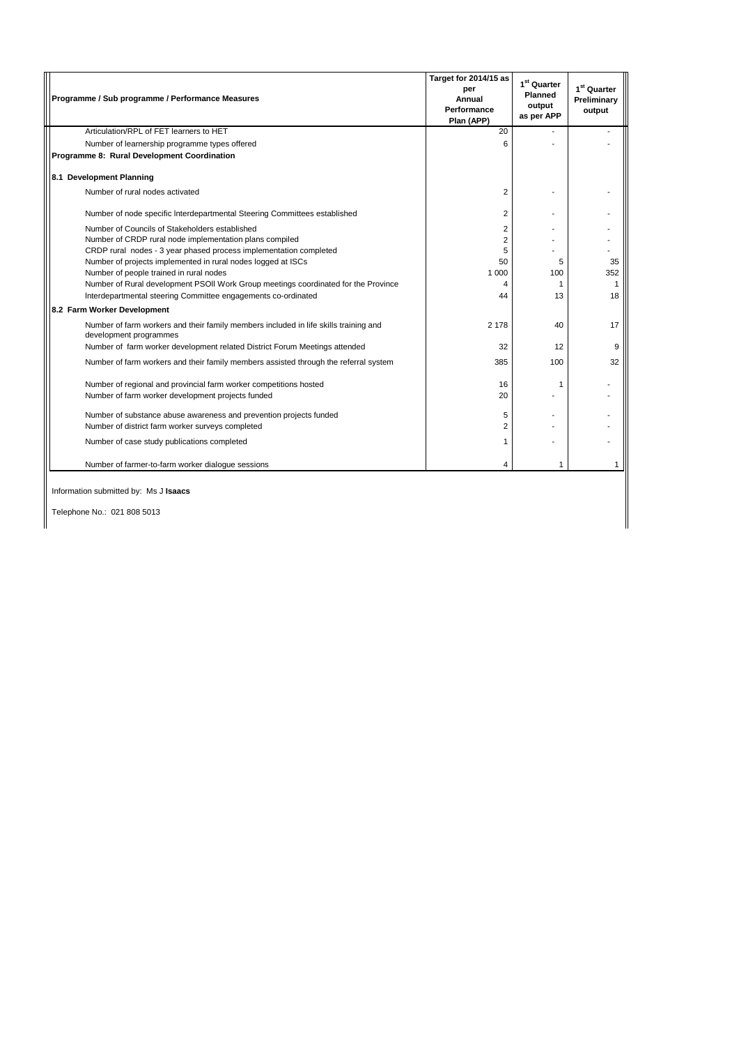| Programme / Sub programme / Performance Measures | Target for 2014/15 as per Annual Performance Plan (APP) | 1st Quarter Planned output as per APP | 1st Quarter Preliminary output |
|---|---|---|---|
| Articulation/RPL of FET learners to HET | 20 | - | - |
| Number of learnership programme types offered | 6 | - | - |
| **Programme 8: Rural Development Coordination** | | | |
| **8.1 Development Planning** | | | |
| Number of rural nodes activated | 2 | - | - |
| Number of node specific Interdepartmental Steering Committees established | 2 | - | - |
| Number of Councils of Stakeholders established | 2 | - | - |
| Number of CRDP rural node implementation plans compiled | 2 | - | - |
| CRDP rural nodes - 3 year phased process implementation completed | 5 | - | - |
| Number of projects implemented in rural nodes logged at ISCs | 50 | 5 | 35 |
| Number of people trained in rural nodes | 1 000 | 100 | 352 |
| Number of Rural development PSOII Work Group meetings coordinated for the Province | 4 | 1 | 1 |
| Interdepartmental steering Committee engagements co-ordinated | 44 | 13 | 18 |
| **8.2 Farm Worker Development** | | | |
| Number of farm workers and their family members included in life skills training and development programmes | 2 178 | 40 | 17 |
| Number of farm worker development related District Forum Meetings attended | 32 | 12 | 9 |
| Number of farm workers and their family members assisted through the referral system | 385 | 100 | 32 |
| Number of regional and provincial farm worker competitions hosted | 16 | 1 | - |
| Number of farm worker development projects funded | 20 | - | - |
| Number of substance abuse awareness and prevention projects funded | 5 | - | - |
| Number of district farm worker surveys completed | 2 | - | - |
| Number of case study publications completed | 1 | - | - |
| Number of farmer-to-farm worker dialogue sessions | 4 | 1 | 1 |

Information submitted by: Ms J **Isaacs**

Telephone No.: 021 808 5013